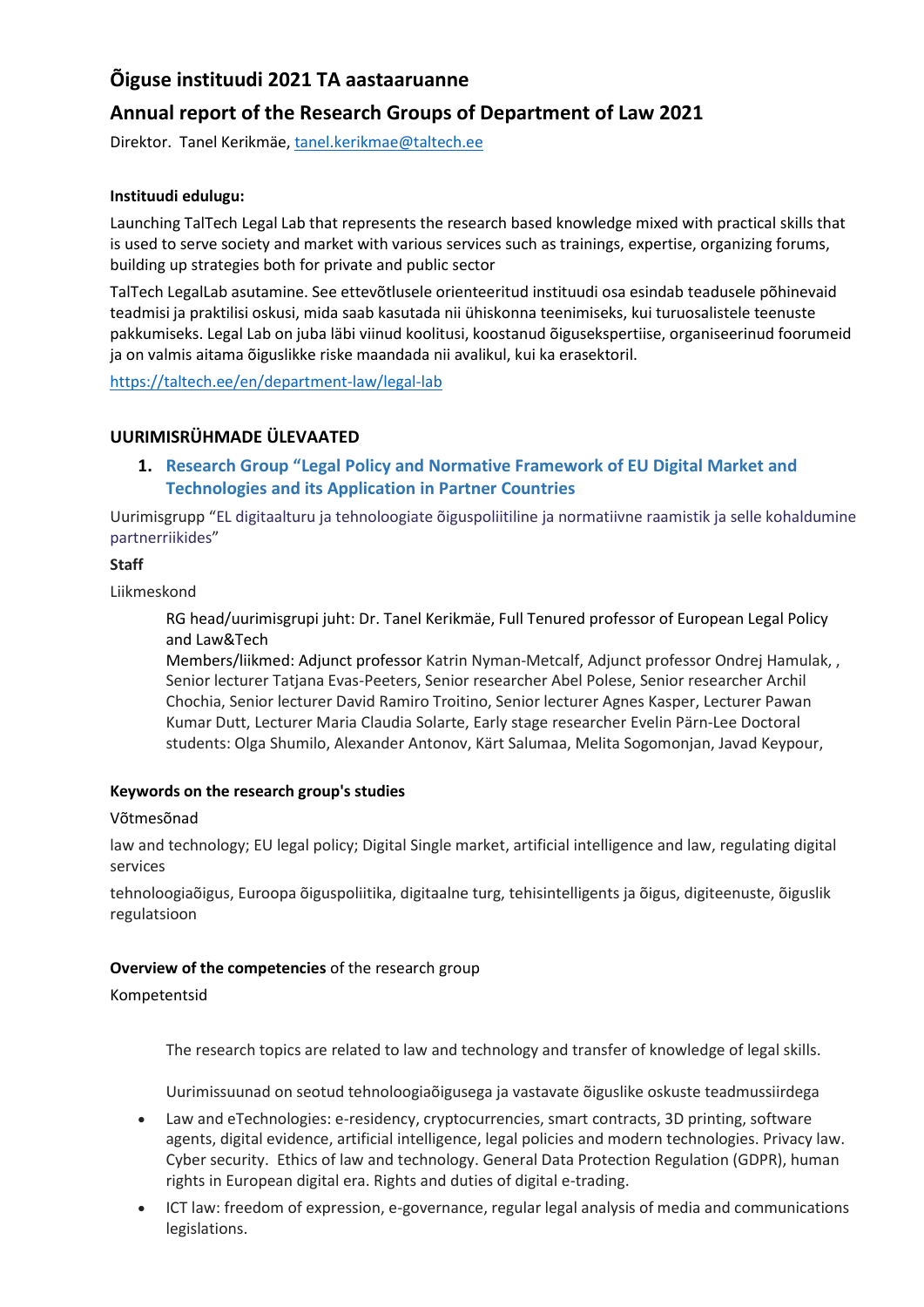# Õiguse instituudi 2021 TA aastaaruanne

## Annual report of the Research Groups of Department of Law 2021

Direktor. Tanel Kerikmäe, tanel.kerikmae@taltech.ee

**Instituudi edulugu:**

Launching TalTech Legal Lab that represents the research based knowledge mixed with practical skills that is used to serve society and market with various services such as trainings, expertise, organizing forums, building up strategies both for private and public sector

TalTech LegalLab asutamine. See ettevõtlusele orienteeritud instituudi osa esindab teadusele põhinevaid teadmisi ja praktilisi oskusi, mida saab kasutada nii ühiskonna teenimiseks, kui turuosalistele teenuste pakkumiseks. Legal Lab on juba läbi viinud koolitusi, koostanud õiguseekspertiise, organiseerinud foorumeid ja on valmis aitama õiguslikke riske maandada nii avalikul, kui ka erasektoril.

https://taltech.ee/en/department-law/legal-lab

## UURIMISRÜHMADE ÜLEVAATED

### 1. Research Group "Legal Policy and Normative Framework of EU Digital Market and Technologies and its Application in Partner Countries

Uurimisgrupp "EL digitaalturu ja tehnoloogiate õiguspoliitiline ja normatiivne raamistik ja selle kohaldumine partnerriikides"

**Staff**

Liikmeskond

RG head/uurimisgrupi juht: Dr. Tanel Kerikmäe, Full Tenured professor of European Legal Policy and Law&Tech
Members/liikmed: Adjunct professor Katrin Nyman-Metcalf, Adjunct professor Ondrej Hamulak, , Senior lecturer Tatjana Evas-Peeters, Senior researcher Abel Polese, Senior researcher Archil Chochia, Senior lecturer David Ramiro Troitino, Senior lecturer Agnes Kasper, Lecturer Pawan Kumar Dutt, Lecturer Maria Claudia Solarte, Early stage researcher Evelin Pärn-Lee Doctoral students: Olga Shumilo, Alexander Antonov, Kärt Salumaa, Melita Sogomonjan, Javad Keypour,

**Keywords on the research group's studies**

Võtmesõnad

law and technology; EU legal policy; Digital Single market, artificial intelligence and law, regulating digital services

tehnoloogiaõigus, Euroopa õiguspoliitika, digitaalne turg, tehisintelligents ja õigus, digiteenuste, õiguslik regulatsioon

**Overview of the competencies** of the research group

Kompetentsid

The research topics are related to law and technology and transfer of knowledge of legal skills.

Uurimissuunad on seotud tehnoloogiaõigusega ja vastavate õiguslike oskuste teadmussiirdega

- Law and eTechnologies: e-residency, cryptocurrencies, smart contracts, 3D printing, software agents, digital evidence, artificial intelligence, legal policies and modern technologies. Privacy law. Cyber security. Ethics of law and technology. General Data Protection Regulation (GDPR), human rights in European digital era. Rights and duties of digital e-trading.
- ICT law: freedom of expression, e-governance, regular legal analysis of media and communications legislations.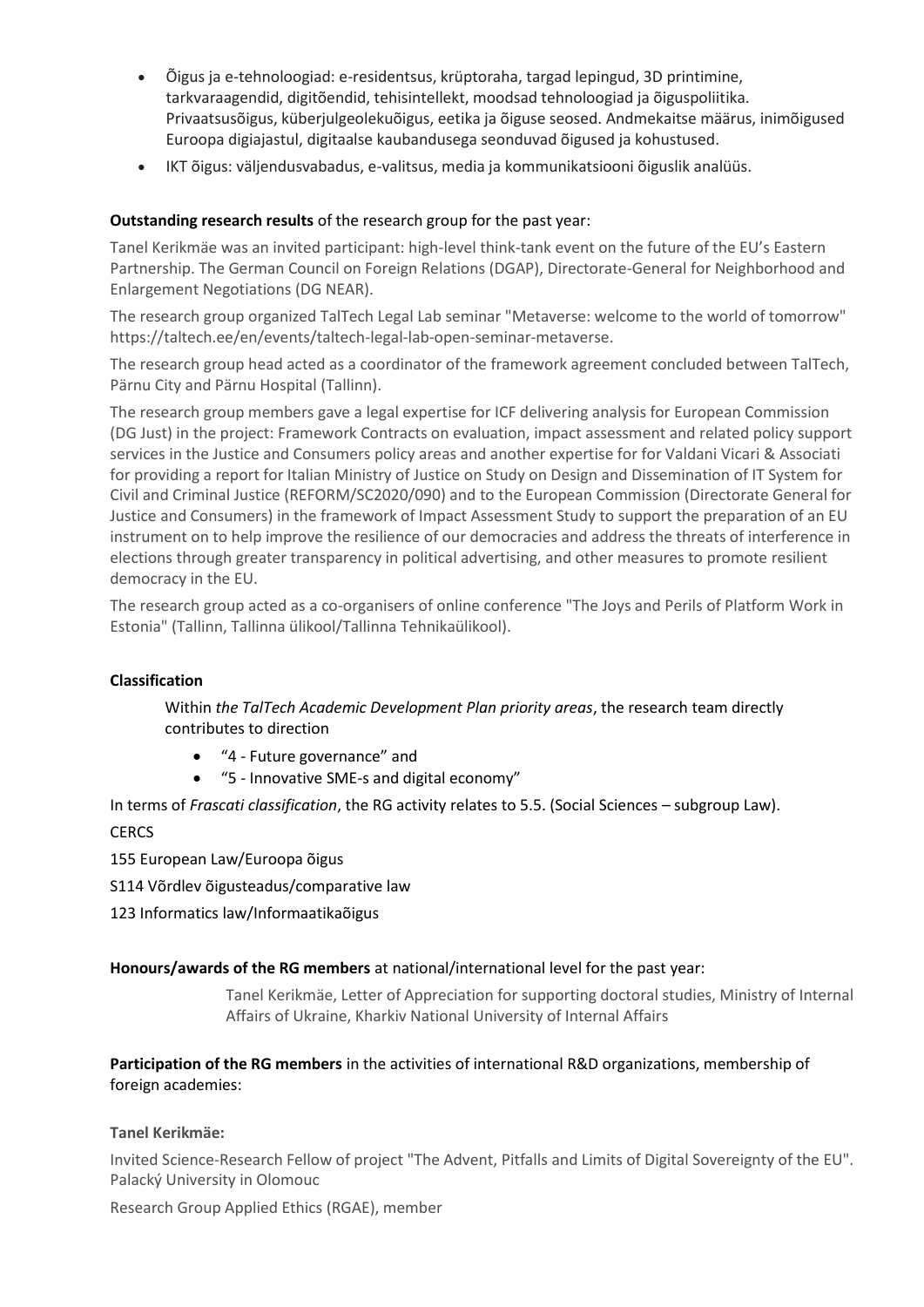- Õigus ja e-tehnoloogiad: e-residentsus, krüptoraha, targad lepingud, 3D printimine, tarkvaraagendid, digitõendid, tehisintellekt, moodsad tehnoloogiad ja õiguspoliitika. Privaatsusõigus, küberjulgeolekuõigus, eetika ja õiguse seosed. Andmekaitse määrus, inimõigused Euroopa digiajastul, digitaalse kaubandusega seonduvad õigused ja kohustused.
- IKT õigus: väljendusvabadus, e-valitsus, media ja kommunikatsiooni õiguslik analüüs.

**Outstanding research results** of the research group for the past year:

Tanel Kerikmäe was an invited participant: high-level think-tank event on the future of the EU's Eastern Partnership. The German Council on Foreign Relations (DGAP), Directorate-General for Neighborhood and Enlargement Negotiations (DG NEAR).

The research group organized TalTech Legal Lab seminar "Metaverse: welcome to the world of tomorrow" https://taltech.ee/en/events/taltech-legal-lab-open-seminar-metaverse.

The research group head acted as a coordinator of the framework agreement concluded between TalTech, Pärnu City and Pärnu Hospital (Tallinn).

The research group members gave a legal expertise for ICF delivering analysis for European Commission (DG Just) in the project: Framework Contracts on evaluation, impact assessment and related policy support services in the Justice and Consumers policy areas and another expertise for for Valdani Vicari & Associati for providing a report for Italian Ministry of Justice on Study on Design and Dissemination of IT System for Civil and Criminal Justice (REFORM/SC2020/090) and to the European Commission (Directorate General for Justice and Consumers) in the framework of Impact Assessment Study to support the preparation of an EU instrument on to help improve the resilience of our democracies and address the threats of interference in elections through greater transparency in political advertising, and other measures to promote resilient democracy in the EU.

The research group acted as a co-organisers of online conference "The Joys and Perils of Platform Work in Estonia" (Tallinn, Tallinna ülikool/Tallinna Tehnikaülikool).

**Classification**

Within *the TalTech Academic Development Plan priority areas*, the research team directly contributes to direction

- "4 - Future governance" and
- "5 - Innovative SME-s and digital economy"

In terms of *Frascati classification*, the RG activity relates to 5.5. (Social Sciences – subgroup Law).

CERCS

155 European Law/Euroopa õigus

S114 Võrdlev õigusteadus/comparative law

123 Informatics law/Informaatikaõigus

**Honours/awards of the RG members** at national/international level for the past year:

Tanel Kerikmäe, Letter of Appreciation for supporting doctoral studies, Ministry of Internal Affairs of Ukraine, Kharkiv National University of Internal Affairs

**Participation of the RG members** in the activities of international R&D organizations, membership of foreign academies:

**Tanel Kerikmäe:**

Invited Science-Research Fellow of project "The Advent, Pitfalls and Limits of Digital Sovereignty of the EU". Palacký University in Olomouc

Research Group Applied Ethics (RGAE), member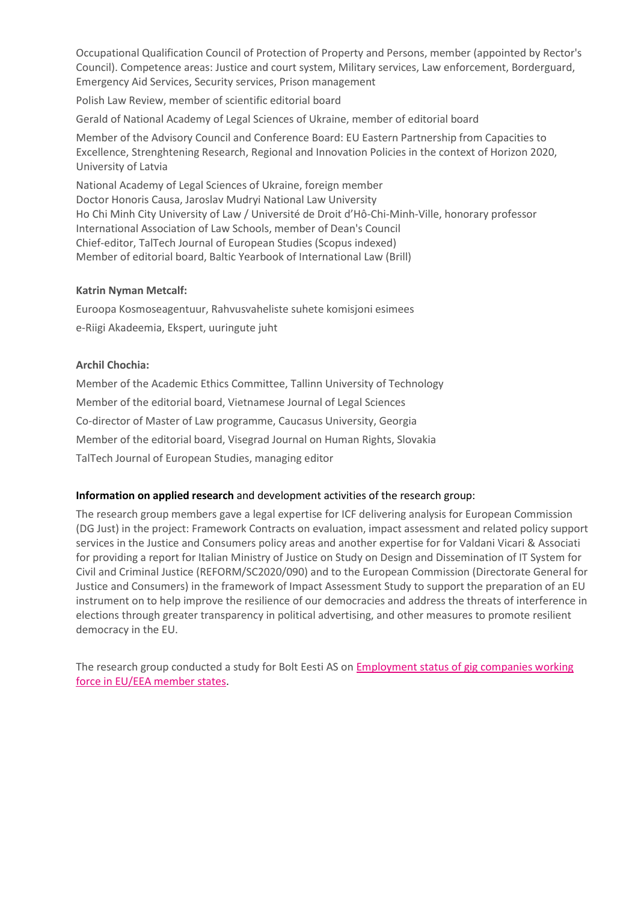Occupational Qualification Council of Protection of Property and Persons, member (appointed by Rector's Council). Competence areas: Justice and court system, Military services, Law enforcement, Borderguard, Emergency Aid Services, Security services, Prison management

Polish Law Review, member of scientific editorial board

Gerald of National Academy of Legal Sciences of Ukraine, member of editorial board

Member of the Advisory Council and Conference Board: EU Eastern Partnership from Capacities to Excellence, Strenghtening Research, Regional and Innovation Policies in the context of Horizon 2020, University of Latvia

National Academy of Legal Sciences of Ukraine, foreign member
Doctor Honoris Causa, Jaroslav Mudryi National Law University
Ho Chi Minh City University of Law / Université de Droit d'Hô-Chi-Minh-Ville, honorary professor
International Association of Law Schools, member of Dean's Council
Chief-editor, TalTech Journal of European Studies (Scopus indexed)
Member of editorial board, Baltic Yearbook of International Law (Brill)

**Katrin Nyman Metcalf:**

Euroopa Kosmoseagentuur, Rahvusvaheliste suhete komisjoni esimees

e-Riigi Akadeemia, Ekspert, uuringute juht

**Archil Chochia:**

Member of the Academic Ethics Committee, Tallinn University of Technology

Member of the editorial board, Vietnamese Journal of Legal Sciences

Co-director of Master of Law programme, Caucasus University, Georgia

Member of the editorial board, Visegrad Journal on Human Rights, Slovakia

TalTech Journal of European Studies, managing editor

**Information on applied research** and development activities of the research group:

The research group members gave a legal expertise for ICF delivering analysis for European Commission (DG Just) in the project: Framework Contracts on evaluation, impact assessment and related policy support services in the Justice and Consumers policy areas and another expertise for for Valdani Vicari & Associati for providing a report for Italian Ministry of Justice on Study on Design and Dissemination of IT System for Civil and Criminal Justice (REFORM/SC2020/090) and to the European Commission (Directorate General for Justice and Consumers) in the framework of Impact Assessment Study to support the preparation of an EU instrument on to help improve the resilience of our democracies and address the threats of interference in elections through greater transparency in political advertising, and other measures to promote resilient democracy in the EU.

The research group conducted a study for Bolt Eesti AS on Employment status of gig companies working force in EU/EEA member states.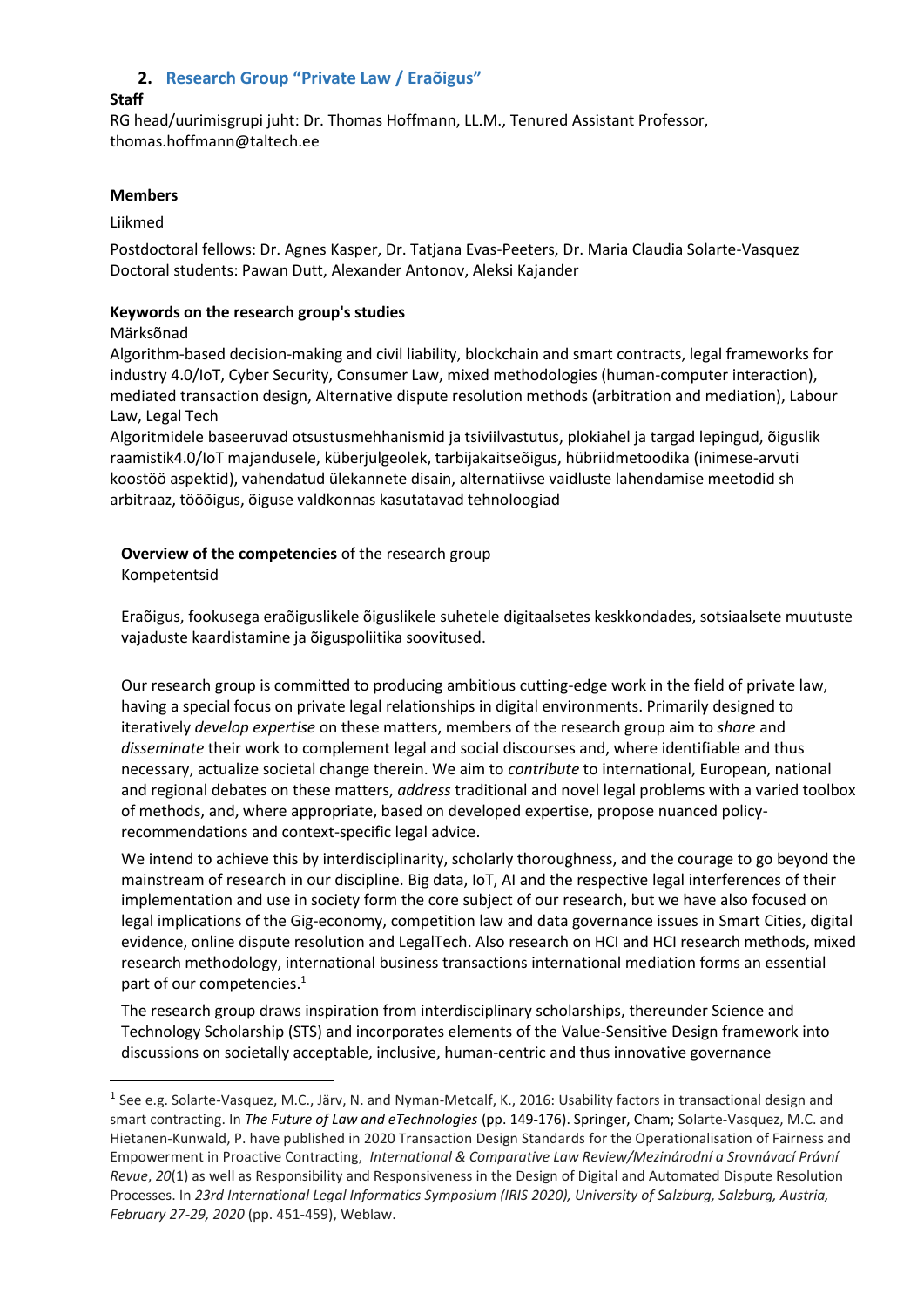## 2. Research Group "Private Law / Eraõigus"

**Staff**

RG head/uurimisgrupi juht: Dr. Thomas Hoffmann, LL.M., Tenured Assistant Professor, thomas.hoffmann@taltech.ee

**Members**

Liikmed

Postdoctoral fellows: Dr. Agnes Kasper, Dr. Tatjana Evas-Peeters, Dr. Maria Claudia Solarte-Vasquez
Doctoral students: Pawan Dutt, Alexander Antonov, Aleksi Kajander

**Keywords on the research group's studies**

Märksõnad

Algorithm-based decision-making and civil liability, blockchain and smart contracts, legal frameworks for industry 4.0/IoT, Cyber Security, Consumer Law, mixed methodologies (human-computer interaction), mediated transaction design, Alternative dispute resolution methods (arbitration and mediation), Labour Law, Legal Tech

Algoritmidele baseeruvad otsustusmehhanismid ja tsiviilvastutus, plokiahel ja targad lepingud, õiguslik raamistik4.0/IoT majandusele, küberjulgeolek, tarbijakaitseõigus, hübriidmetoodika (inimese-arvuti koostöö aspektid), vahendatud ülekannete disain, alternatiivse vaidluste lahendamise meetodid sh arbitraaz, tööõigus, õiguse valdkonnas kasutatavad tehnoloogiad

**Overview of the competencies** of the research group

Kompetentsid

Eraõigus, fookusega eraõiguslikele õiguslikele suhetele digitaalsetes keskkondades, sotsiaalsete muutuste vajaduste kaardistamine ja õiguspoliitika soovitused.

Our research group is committed to producing ambitious cutting-edge work in the field of private law, having a special focus on private legal relationships in digital environments. Primarily designed to iteratively *develop expertise* on these matters, members of the research group aim to *share* and *disseminate* their work to complement legal and social discourses and, where identifiable and thus necessary, actualize societal change therein. We aim to *contribute* to international, European, national and regional debates on these matters, *address* traditional and novel legal problems with a varied toolbox of methods, and, where appropriate, based on developed expertise, propose nuanced policy-recommendations and context-specific legal advice.

We intend to achieve this by interdisciplinarity, scholarly thoroughness, and the courage to go beyond the mainstream of research in our discipline. Big data, IoT, AI and the respective legal interferences of their implementation and use in society form the core subject of our research, but we have also focused on legal implications of the Gig-economy, competition law and data governance issues in Smart Cities, digital evidence, online dispute resolution and LegalTech. Also research on HCI and HCI research methods, mixed research methodology, international business transactions international mediation forms an essential part of our competencies.[1]

The research group draws inspiration from interdisciplinary scholarships, thereunder Science and Technology Scholarship (STS) and incorporates elements of the Value-Sensitive Design framework into discussions on societally acceptable, inclusive, human-centric and thus innovative governance

---

[1] See e.g. Solarte-Vasquez, M.C., Järv, N. and Nyman-Metcalf, K., 2016: Usability factors in transactional design and smart contracting. In *The Future of Law and eTechnologies* (pp. 149-176). Springer, Cham; Solarte-Vasquez, M.C. and Hietanen-Kunwald, P. have published in 2020 Transaction Design Standards for the Operationalisation of Fairness and Empowerment in Proactive Contracting, *International & Comparative Law Review/Mezinárodní a Srovnávací Právní Revue*, *20*(1) as well as Responsibility and Responsiveness in the Design of Digital and Automated Dispute Resolution Processes. In *23rd International Legal Informatics Symposium (IRIS 2020), University of Salzburg, Salzburg, Austria, February 27-29, 2020* (pp. 451-459), Weblaw.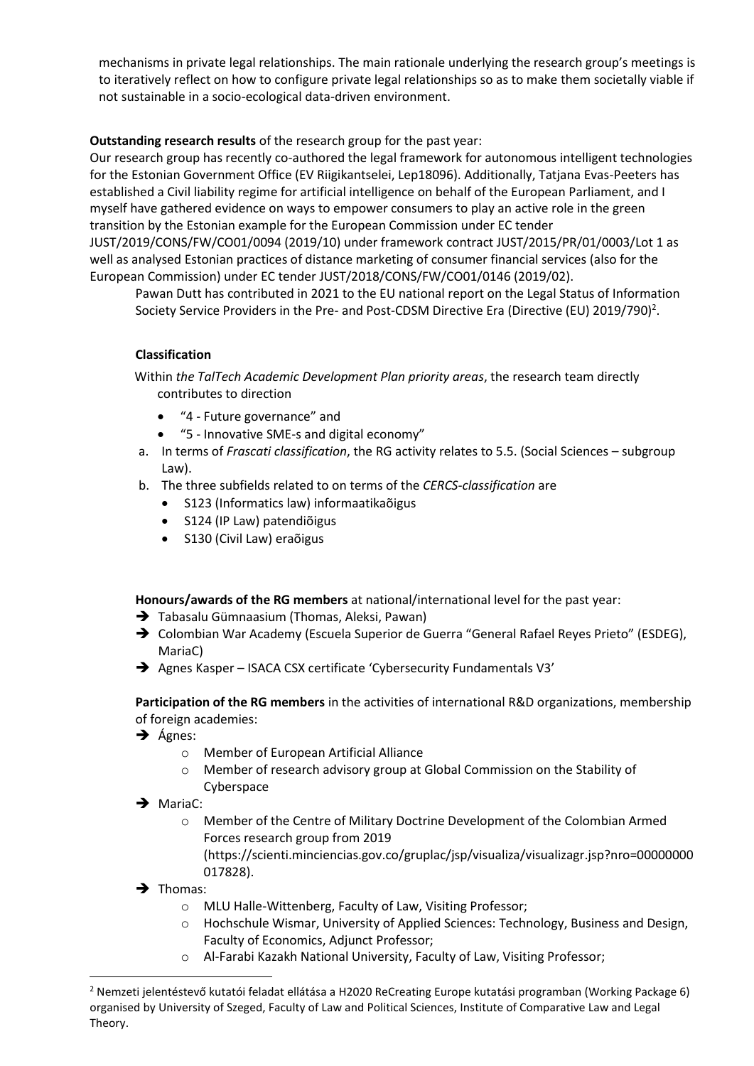mechanisms in private legal relationships. The main rationale underlying the research group's meetings is to iteratively reflect on how to configure private legal relationships so as to make them societally viable if not sustainable in a socio-ecological data-driven environment.

**Outstanding research results** of the research group for the past year:
Our research group has recently co-authored the legal framework for autonomous intelligent technologies for the Estonian Government Office (EV Riigikantselei, Lep18096). Additionally, Tatjana Evas-Peeters has established a Civil liability regime for artificial intelligence on behalf of the European Parliament, and I myself have gathered evidence on ways to empower consumers to play an active role in the green transition by the Estonian example for the European Commission under EC tender JUST/2019/CONS/FW/CO01/0094 (2019/10) under framework contract JUST/2015/PR/01/0003/Lot 1 as well as analysed Estonian practices of distance marketing of consumer financial services (also for the European Commission) under EC tender JUST/2018/CONS/FW/CO01/0146 (2019/02).

Pawan Dutt has contributed in 2021 to the EU national report on the Legal Status of Information Society Service Providers in the Pre- and Post-CDSM Directive Era (Directive (EU) 2019/790)[2].

**Classification**

Within *the TalTech Academic Development Plan priority areas*, the research team directly contributes to direction

- "4 - Future governance" and
- "5 - Innovative SME-s and digital economy"

a. In terms of *Frascati classification*, the RG activity relates to 5.5. (Social Sciences – subgroup Law).
b. The three subfields related to on terms of the *CERCS-classification* are
   - S123 (Informatics law) informaatikaõigus
   - S124 (IP Law) patendiõigus
   - S130 (Civil Law) eraõigus

**Honours/awards of the RG members** at national/international level for the past year:

- ➔ Tabasalu Gümnaasium (Thomas, Aleksi, Pawan)
- ➔ Colombian War Academy (Escuela Superior de Guerra "General Rafael Reyes Prieto" (ESDEG), MariaC)
- ➔ Agnes Kasper – ISACA CSX certificate 'Cybersecurity Fundamentals V3'

**Participation of the RG members** in the activities of international R&D organizations, membership of foreign academies:

- ➔ Ágnes:
  - Member of European Artificial Alliance
  - Member of research advisory group at Global Commission on the Stability of Cyberspace
- ➔ MariaC:
  - Member of the Centre of Military Doctrine Development of the Colombian Armed Forces research group from 2019 (https://scienti.minciencias.gov.co/gruplac/jsp/visualiza/visualizagr.jsp?nro=00000000017828).
- ➔ Thomas:
  - MLU Halle-Wittenberg, Faculty of Law, Visiting Professor;
  - Hochschule Wismar, University of Applied Sciences: Technology, Business and Design, Faculty of Economics, Adjunct Professor;
  - Al-Farabi Kazakh National University, Faculty of Law, Visiting Professor;

[2] Nemzeti jelentéstevő kutatói feladat ellátása a H2020 ReCreating Europe kutatási programban (Working Package 6) organised by University of Szeged, Faculty of Law and Political Sciences, Institute of Comparative Law and Legal Theory.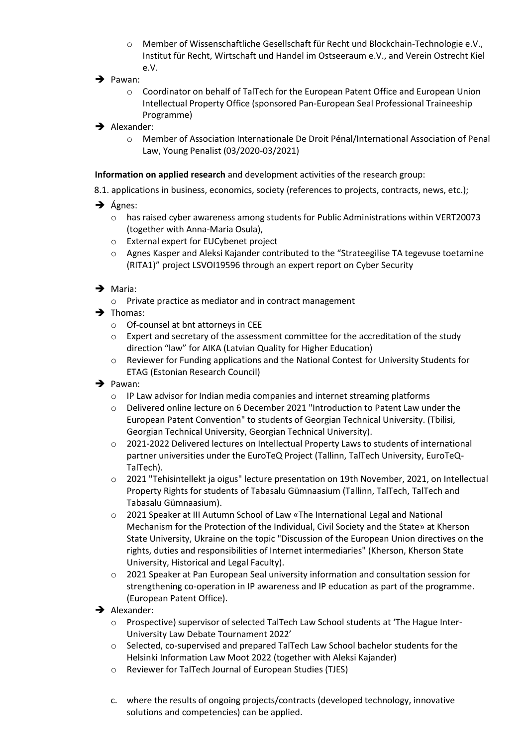- Member of Wissenschaftliche Gesellschaft für Recht und Blockchain-Technologie e.V., Institut für Recht, Wirtschaft und Handel im Ostseeraum e.V., and Verein Ostrecht Kiel e.V.

- Pawan:
  - Coordinator on behalf of TalTech for the European Patent Office and European Union Intellectual Property Office (sponsored Pan-European Seal Professional Traineeship Programme)
- Alexander:
  - Member of Association Internationale De Droit Pénal/International Association of Penal Law, Young Penalist (03/2020-03/2021)

**Information on applied research** and development activities of the research group:

8.1. applications in business, economics, society (references to projects, contracts, news, etc.);

- Ágnes:
  - has raised cyber awareness among students for Public Administrations within VERT20073 (together with Anna-Maria Osula),
  - External expert for EUCybenet project
  - Agnes Kasper and Aleksi Kajander contributed to the "Strateegilise TA tegevuse toetamine (RITA1)" project LSVOI19596 through an expert report on Cyber Security

- Maria:
  - Private practice as mediator and in contract management
- Thomas:
  - Of-counsel at bnt attorneys in CEE
  - Expert and secretary of the assessment committee for the accreditation of the study direction "law" for AIKA (Latvian Quality for Higher Education)
  - Reviewer for Funding applications and the National Contest for University Students for ETAG (Estonian Research Council)
- Pawan:
  - IP Law advisor for Indian media companies and internet streaming platforms
  - Delivered online lecture on 6 December 2021 "Introduction to Patent Law under the European Patent Convention" to students of Georgian Technical University. (Tbilisi, Georgian Technical University, Georgian Technical University).
  - 2021-2022 Delivered lectures on Intellectual Property Laws to students of international partner universities under the EuroTeQ Project (Tallinn, TalTech University, EuroTeQ-TalTech).
  - 2021 "Tehisintellekt ja oigus" lecture presentation on 19th November, 2021, on Intellectual Property Rights for students of Tabasalu Gümnaasium (Tallinn, TalTech, TalTech and Tabasalu Gümnaasium).
  - 2021 Speaker at III Autumn School of Law «The International Legal and National Mechanism for the Protection of the Individual, Civil Society and the State» at Kherson State University, Ukraine on the topic "Discussion of the European Union directives on the rights, duties and responsibilities of Internet intermediaries" (Kherson, Kherson State University, Historical and Legal Faculty).
  - 2021 Speaker at Pan European Seal university information and consultation session for strengthening co-operation in IP awareness and IP education as part of the programme. (European Patent Office).
- Alexander:
  - Prospective) supervisor of selected TalTech Law School students at 'The Hague Inter-University Law Debate Tournament 2022'
  - Selected, co-supervised and prepared TalTech Law School bachelor students for the Helsinki Information Law Moot 2022 (together with Aleksi Kajander)
  - Reviewer for TalTech Journal of European Studies (TJES)

c. where the results of ongoing projects/contracts (developed technology, innovative solutions and competencies) can be applied.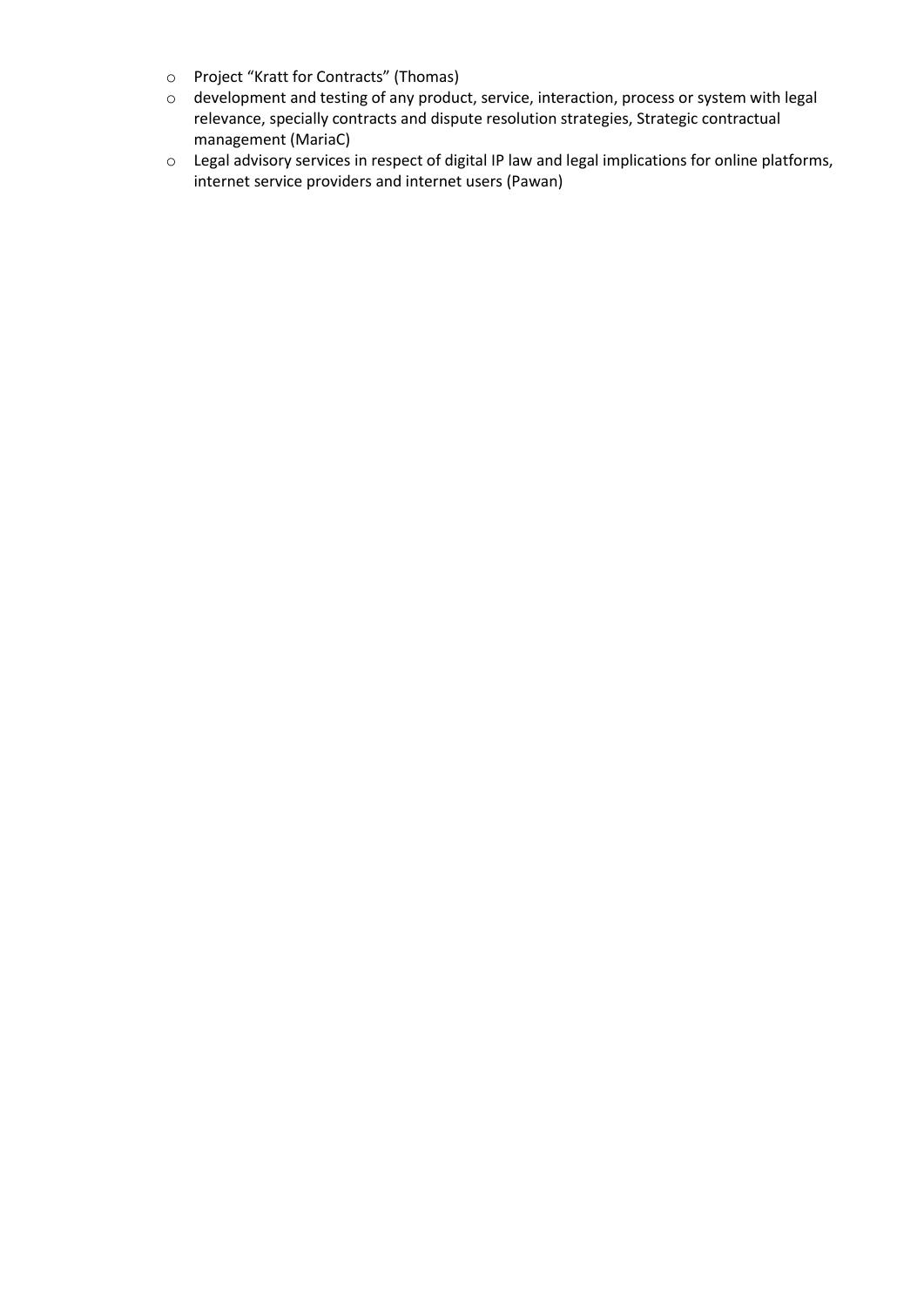- Project “Kratt for Contracts” (Thomas)
- development and testing of any product, service, interaction, process or system with legal relevance, specially contracts and dispute resolution strategies, Strategic contractual management (MariaC)
- Legal advisory services in respect of digital IP law and legal implications for online platforms, internet service providers and internet users (Pawan)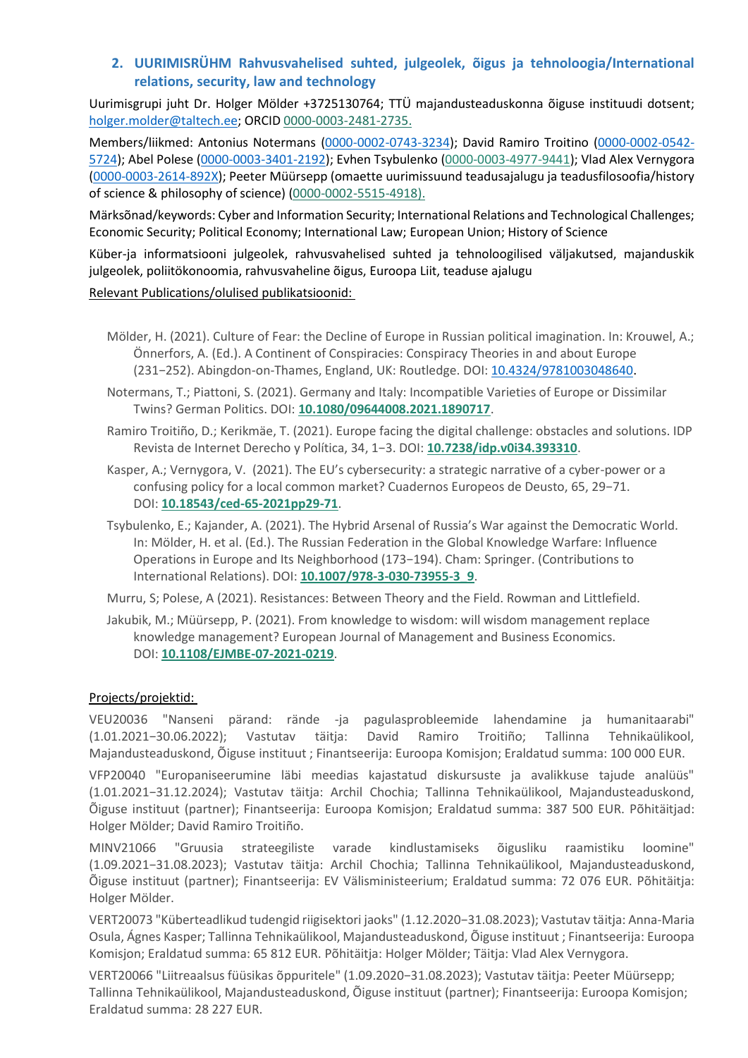## 2. UURIMISRÜHM Rahvusvahelised suhted, julgeolek, õigus ja tehnoloogia/International relations, security, law and technology

Uurimisgrupi juht Dr. Holger Mölder +3725130764; TTÜ majandusteaduskonna õiguse instituudi dotsent; holger.molder@taltech.ee; ORCID 0000-0003-2481-2735.

Members/liikmed: Antonius Notermans (0000-0002-0743-3234); David Ramiro Troitino (0000-0002-0542-5724); Abel Polese (0000-0003-3401-2192); Evhen Tsybulenko (0000-0003-4977-9441); Vlad Alex Vernygora (0000-0003-2614-892X); Peeter Müürsepp (omaette uurimissuund teadusajalugu ja teadusfilosoofia/history of science & philosophy of science) (0000-0002-5515-4918).

Märksõnad/keywords: Cyber and Information Security; International Relations and Technological Challenges; Economic Security; Political Economy; International Law; European Union; History of Science

Küber-ja informatsiooni julgeolek, rahvusvahelised suhted ja tehnoloogilised väljakutsed, majanduskik julgeolek, poliitökonoomia, rahvusvaheline õigus, Euroopa Liit, teaduse ajalugu

Relevant Publications/olulised publikatsioonid:

Mölder, H. (2021). Culture of Fear: the Decline of Europe in Russian political imagination. In: Krouwel, A.; Önnerfors, A. (Ed.). A Continent of Conspiracies: Conspiracy Theories in and about Europe (231−252). Abingdon-on-Thames, England, UK: Routledge. DOI: 10.4324/9781003048640.

Notermans, T.; Piattoni, S. (2021). Germany and Italy: Incompatible Varieties of Europe or Dissimilar Twins? German Politics. DOI: **10.1080/09644008.2021.1890717**.

Ramiro Troitiño, D.; Kerikmäe, T. (2021). Europe facing the digital challenge: obstacles and solutions. IDP Revista de Internet Derecho y Política, 34, 1−3. DOI: **10.7238/idp.v0i34.393310**.

Kasper, A.; Vernygora, V. (2021). The EU's cybersecurity: a strategic narrative of a cyber-power or a confusing policy for a local common market? Cuadernos Europeos de Deusto, 65, 29−71. DOI: **10.18543/ced-65-2021pp29-71**.

Tsybulenko, E.; Kajander, A. (2021). The Hybrid Arsenal of Russia's War against the Democratic World. In: Mölder, H. et al. (Ed.). The Russian Federation in the Global Knowledge Warfare: Influence Operations in Europe and Its Neighborhood (173−194). Cham: Springer. (Contributions to International Relations). DOI: **10.1007/978-3-030-73955-3_9**.

Murru, S; Polese, A (2021). Resistances: Between Theory and the Field. Rowman and Littlefield.

Jakubik, M.; Müürsepp, P. (2021). From knowledge to wisdom: will wisdom management replace knowledge management? European Journal of Management and Business Economics. DOI: **10.1108/EJMBE-07-2021-0219**.

Projects/projektid:

VEU20036 "Nanseni pärand: rände -ja pagulasprobleemide lahendamine ja humanitaarabi" (1.01.2021−30.06.2022); Vastutav täitja: David Ramiro Troitiño; Tallinna Tehnikaülikool, Majandusteaduskond, Õiguse instituut ; Finantseerija: Euroopa Komisjon; Eraldatud summa: 100 000 EUR.

VFP20040 "Europaniseerumine läbi meedias kajastatud diskursuste ja avalikkuse tajude analüüs" (1.01.2021−31.12.2024); Vastutav täitja: Archil Chochia; Tallinna Tehnikaülikool, Majandusteaduskond, Õiguse instituut (partner); Finantseerija: Euroopa Komisjon; Eraldatud summa: 387 500 EUR. Põhitäitjad: Holger Mölder; David Ramiro Troitiño.

MINV21066 "Gruusia strateegiliste varade kindlustamiseks õigusliku raamistiku loomine" (1.09.2021−31.08.2023); Vastutav täitja: Archil Chochia; Tallinna Tehnikaülikool, Majandusteaduskond, Õiguse instituut (partner); Finantseerija: EV Välisministeerium; Eraldatud summa: 72 076 EUR. Põhitäitja: Holger Mölder.

VERT20073 "Küberteadlikud tudengid riigisektori jaoks" (1.12.2020−31.08.2023); Vastutav täitja: Anna-Maria Osula, Ágnes Kasper; Tallinna Tehnikaülikool, Majandusteaduskond, Õiguse instituut ; Finantseerija: Euroopa Komisjon; Eraldatud summa: 65 812 EUR. Põhitäitja: Holger Mölder; Täitja: Vlad Alex Vernygora.

VERT20066 "Liitreaalsus füüsikas õppuritele" (1.09.2020−31.08.2023); Vastutav täitja: Peeter Müürsepp; Tallinna Tehnikaülikool, Majandusteaduskond, Õiguse instituut (partner); Finantseerija: Euroopa Komisjon; Eraldatud summa: 28 227 EUR.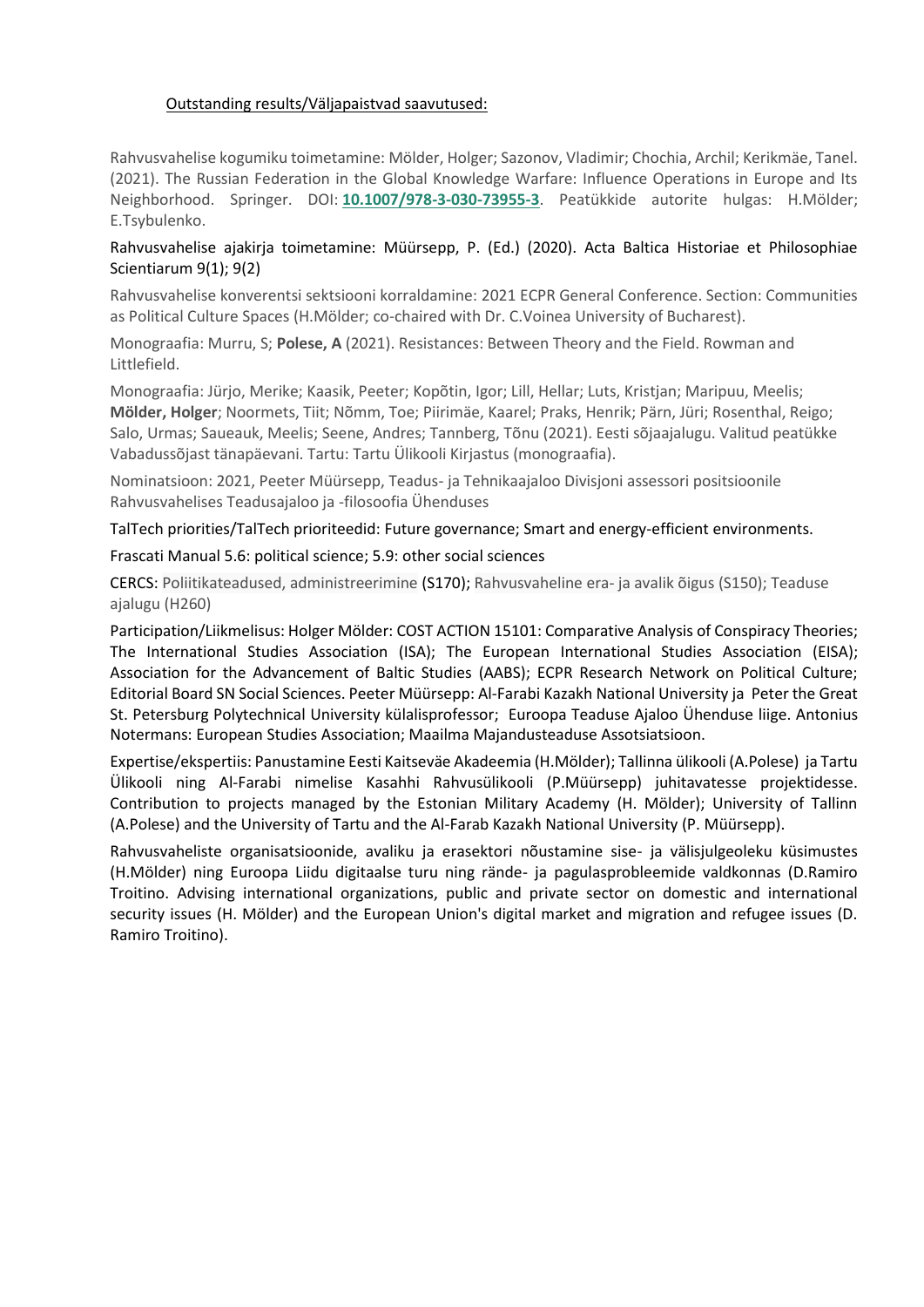Outstanding results/Väljapaistvad saavutused:

Rahvusvahelise kogumiku toimetamine: Mölder, Holger; Sazonov, Vladimir; Chochia, Archil; Kerikmäe, Tanel. (2021). The Russian Federation in the Global Knowledge Warfare: Influence Operations in Europe and Its Neighborhood. Springer. DOI: **10.1007/978-3-030-73955-3**. Peatükkide autorite hulgas: H.Mölder; E.Tsybulenko.

Rahvusvahelise ajakirja toimetamine: Müürsepp, P. (Ed.) (2020). Acta Baltica Historiae et Philosophiae Scientiarum 9(1); 9(2)

Rahvusvahelise konverentsi sektsiooni korraldamine: 2021 ECPR General Conference. Section: Communities as Political Culture Spaces (H.Mölder; co-chaired with Dr. C.Voinea University of Bucharest).

Monograafia: Murru, S; **Polese, A** (2021). Resistances: Between Theory and the Field. Rowman and Littlefield.

Monograafia: Jürjo, Merike; Kaasik, Peeter; Kopõtin, Igor; Lill, Hellar; Luts, Kristjan; Maripuu, Meelis; **Mölder, Holger**; Noormets, Tiit; Nõmm, Toe; Piirimäe, Kaarel; Praks, Henrik; Pärn, Jüri; Rosenthal, Reigo; Salo, Urmas; Saueauk, Meelis; Seene, Andres; Tannberg, Tõnu (2021). Eesti sõjaajalugu. Valitud peatükke Vabadussõjast tänapäevani. Tartu: Tartu Ülikooli Kirjastus (monograafia).

Nominatsioon: 2021, Peeter Müürsepp, Teadus- ja Tehnikaajaloo Divisjoni assessori positsioonile Rahvusvahelises Teadusajaloo ja -filosoofia Ühenduses

TalTech priorities/TalTech prioriteedid: Future governance; Smart and energy-efficient environments.

Frascati Manual 5.6: political science; 5.9: other social sciences

CERCS: Poliitikateadused, administreerimine (S170); Rahvusvaheline era- ja avalik õigus (S150); Teaduse ajalugu (H260)

Participation/Liikmelisus: Holger Mölder: COST ACTION 15101: Comparative Analysis of Conspiracy Theories; The International Studies Association (ISA); The European International Studies Association (EISA); Association for the Advancement of Baltic Studies (AABS); ECPR Research Network on Political Culture; Editorial Board SN Social Sciences. Peeter Müürsepp: Al-Farabi Kazakh National University ja Peter the Great St. Petersburg Polytechnical University külalisprofessor; Euroopa Teaduse Ajaloo Ühenduse liige. Antonius Notermans: European Studies Association; Maailma Majandusteaduse Assotsiatsioon.

Expertise/ekspertiis: Panustamine Eesti Kaitseväe Akadeemia (H.Mölder); Tallinna ülikooli (A.Polese) ja Tartu Ülikooli ning Al-Farabi nimelise Kasahhi Rahvusülikooli (P.Müürsepp) juhitavatesse projektidesse. Contribution to projects managed by the Estonian Military Academy (H. Mölder); University of Tallinn (A.Polese) and the University of Tartu and the Al-Farab Kazakh National University (P. Müürsepp).

Rahvusvaheliste organisatsioonide, avaliku ja erasektori nõustamine sise- ja välisjulgeoleku küsimustes (H.Mölder) ning Euroopa Liidu digitaalse turu ning rände- ja pagulasprobleemide valdkonnas (D.Ramiro Troitino. Advising international organizations, public and private sector on domestic and international security issues (H. Mölder) and the European Union's digital market and migration and refugee issues (D. Ramiro Troitino).